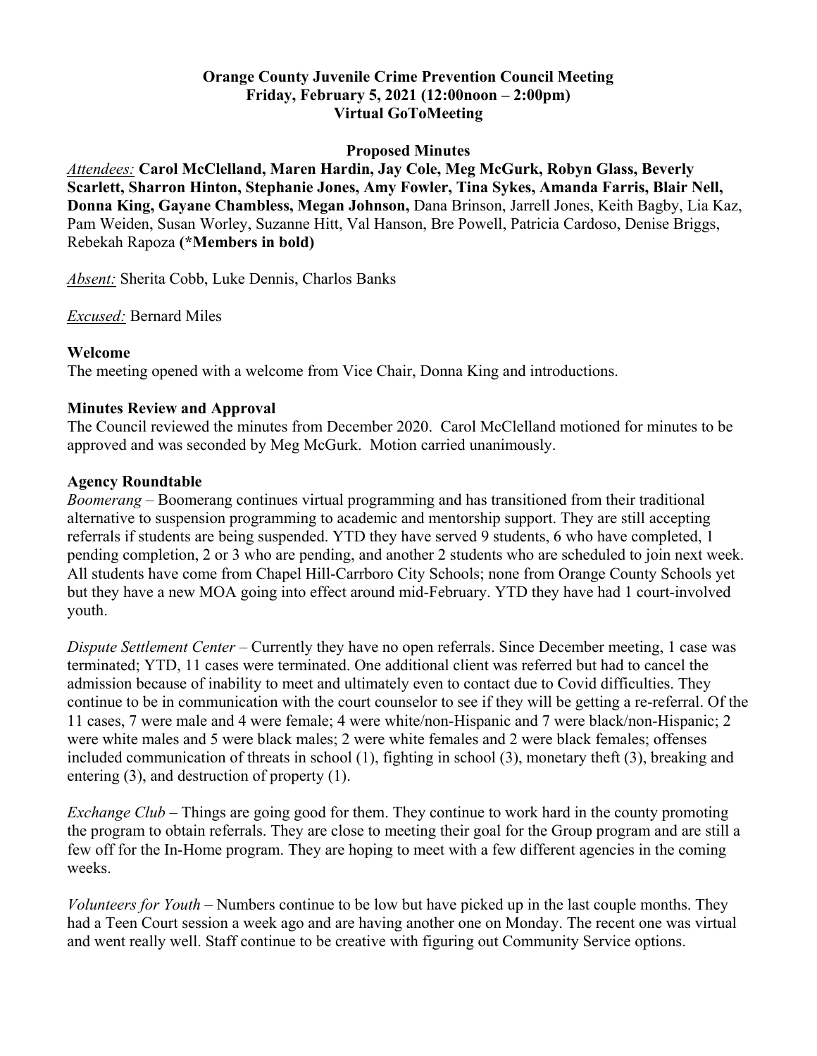**Orange County Juvenile Crime Prevention Council Meeting**
**Friday, February 5, 2021 (12:00noon – 2:00pm)**
**Virtual GoToMeeting**

**Proposed Minutes**

*Attendees:* **Carol McClelland, Maren Hardin, Jay Cole, Meg McGurk, Robyn Glass, Beverly Scarlett, Sharron Hinton, Stephanie Jones, Amy Fowler, Tina Sykes, Amanda Farris, Blair Nell, Donna King, Gayane Chambless, Megan Johnson,** Dana Brinson, Jarrell Jones, Keith Bagby, Lia Kaz, Pam Weiden, Susan Worley, Suzanne Hitt, Val Hanson, Bre Powell, Patricia Cardoso, Denise Briggs, Rebekah Rapoza **(*Members in bold)**

*Absent:* Sherita Cobb, Luke Dennis, Charlos Banks

*Excused:* Bernard Miles

**Welcome**

The meeting opened with a welcome from Vice Chair, Donna King and introductions.

**Minutes Review and Approval**

The Council reviewed the minutes from December 2020. Carol McClelland motioned for minutes to be approved and was seconded by Meg McGurk. Motion carried unanimously.

**Agency Roundtable**

*Boomerang* – Boomerang continues virtual programming and has transitioned from their traditional alternative to suspension programming to academic and mentorship support. They are still accepting referrals if students are being suspended. YTD they have served 9 students, 6 who have completed, 1 pending completion, 2 or 3 who are pending, and another 2 students who are scheduled to join next week. All students have come from Chapel Hill-Carrboro City Schools; none from Orange County Schools yet but they have a new MOA going into effect around mid-February. YTD they have had 1 court-involved youth.

*Dispute Settlement Center* – Currently they have no open referrals. Since December meeting, 1 case was terminated; YTD, 11 cases were terminated. One additional client was referred but had to cancel the admission because of inability to meet and ultimately even to contact due to Covid difficulties. They continue to be in communication with the court counselor to see if they will be getting a re-referral. Of the 11 cases, 7 were male and 4 were female; 4 were white/non-Hispanic and 7 were black/non-Hispanic; 2 were white males and 5 were black males; 2 were white females and 2 were black females; offenses included communication of threats in school (1), fighting in school (3), monetary theft (3), breaking and entering (3), and destruction of property (1).

*Exchange Club* – Things are going good for them. They continue to work hard in the county promoting the program to obtain referrals. They are close to meeting their goal for the Group program and are still a few off for the In-Home program. They are hoping to meet with a few different agencies in the coming weeks.

*Volunteers for Youth* – Numbers continue to be low but have picked up in the last couple months. They had a Teen Court session a week ago and are having another one on Monday. The recent one was virtual and went really well. Staff continue to be creative with figuring out Community Service options.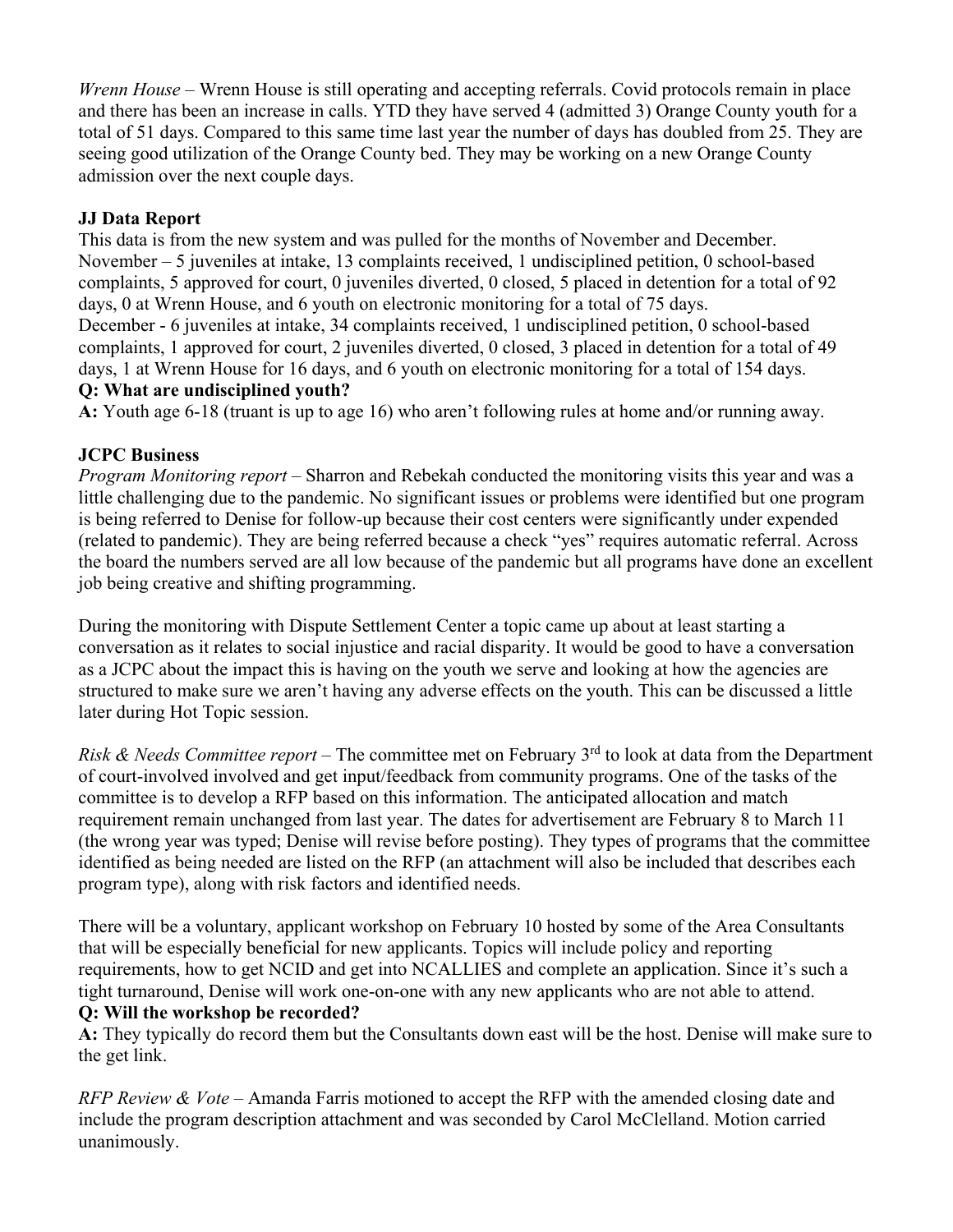*Wrenn House* – Wrenn House is still operating and accepting referrals. Covid protocols remain in place and there has been an increase in calls. YTD they have served 4 (admitted 3) Orange County youth for a total of 51 days. Compared to this same time last year the number of days has doubled from 25. They are seeing good utilization of the Orange County bed. They may be working on a new Orange County admission over the next couple days.

**JJ Data Report**

This data is from the new system and was pulled for the months of November and December.
November – 5 juveniles at intake, 13 complaints received, 1 undisciplined petition, 0 school-based complaints, 5 approved for court, 0 juveniles diverted, 0 closed, 5 placed in detention for a total of 92 days, 0 at Wrenn House, and 6 youth on electronic monitoring for a total of 75 days.
December - 6 juveniles at intake, 34 complaints received, 1 undisciplined petition, 0 school-based complaints, 1 approved for court, 2 juveniles diverted, 0 closed, 3 placed in detention for a total of 49 days, 1 at Wrenn House for 16 days, and 6 youth on electronic monitoring for a total of 154 days.

**Q: What are undisciplined youth?**

**A:** Youth age 6-18 (truant is up to age 16) who aren't following rules at home and/or running away.

**JCPC Business**

*Program Monitoring report* – Sharron and Rebekah conducted the monitoring visits this year and was a little challenging due to the pandemic. No significant issues or problems were identified but one program is being referred to Denise for follow-up because their cost centers were significantly under expended (related to pandemic). They are being referred because a check "yes" requires automatic referral. Across the board the numbers served are all low because of the pandemic but all programs have done an excellent job being creative and shifting programming.

During the monitoring with Dispute Settlement Center a topic came up about at least starting a conversation as it relates to social injustice and racial disparity. It would be good to have a conversation as a JCPC about the impact this is having on the youth we serve and looking at how the agencies are structured to make sure we aren't having any adverse effects on the youth. This can be discussed a little later during Hot Topic session.

*Risk & Needs Committee report* – The committee met on February 3rd to look at data from the Department of court-involved involved and get input/feedback from community programs. One of the tasks of the committee is to develop a RFP based on this information. The anticipated allocation and match requirement remain unchanged from last year. The dates for advertisement are February 8 to March 11 (the wrong year was typed; Denise will revise before posting). They types of programs that the committee identified as being needed are listed on the RFP (an attachment will also be included that describes each program type), along with risk factors and identified needs.

There will be a voluntary, applicant workshop on February 10 hosted by some of the Area Consultants that will be especially beneficial for new applicants. Topics will include policy and reporting requirements, how to get NCID and get into NCALLIES and complete an application. Since it's such a tight turnaround, Denise will work one-on-one with any new applicants who are not able to attend.

**Q: Will the workshop be recorded?**

**A:** They typically do record them but the Consultants down east will be the host. Denise will make sure to the get link.

*RFP Review & Vote* – Amanda Farris motioned to accept the RFP with the amended closing date and include the program description attachment and was seconded by Carol McClelland. Motion carried unanimously.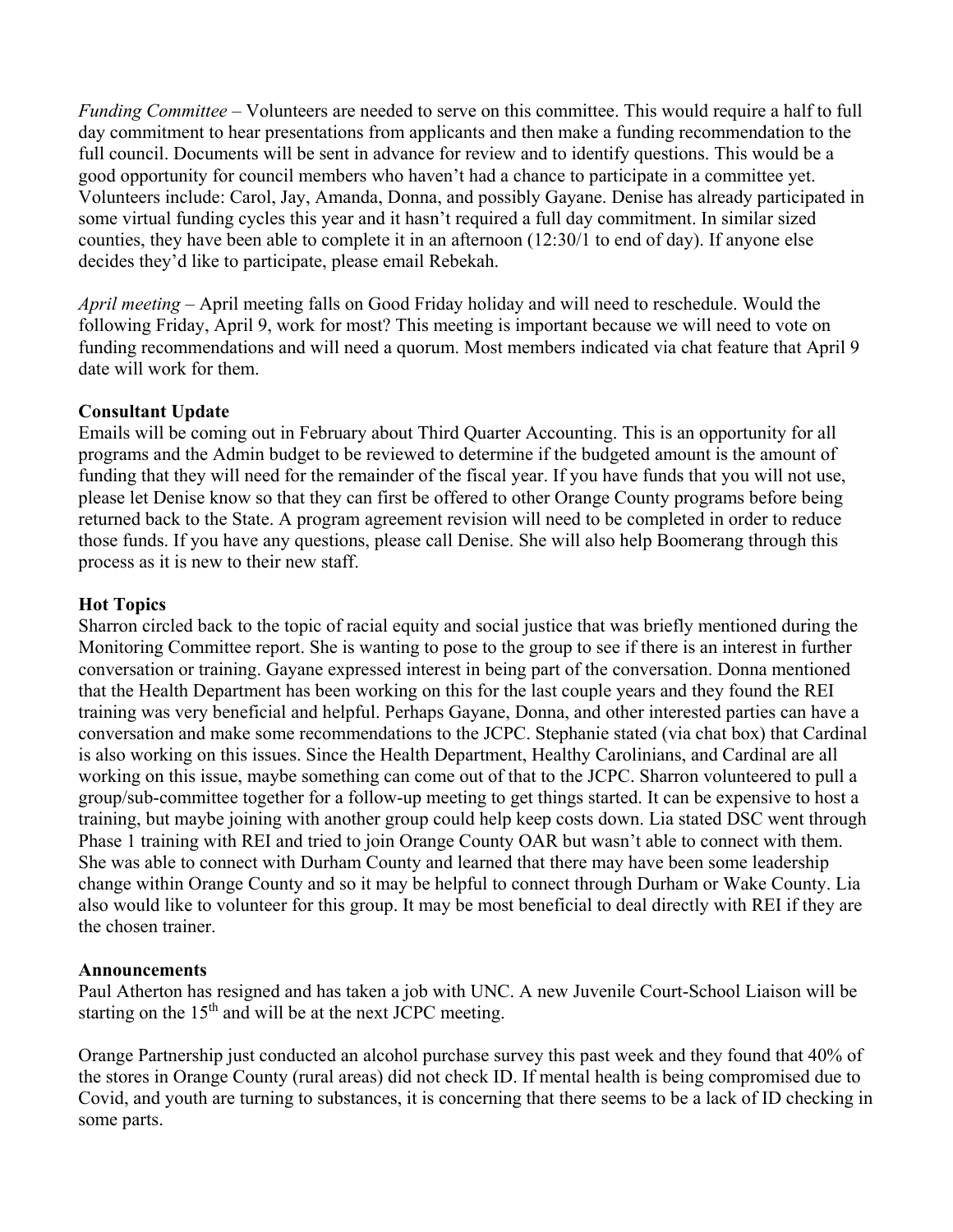*Funding Committee* – Volunteers are needed to serve on this committee. This would require a half to full day commitment to hear presentations from applicants and then make a funding recommendation to the full council. Documents will be sent in advance for review and to identify questions. This would be a good opportunity for council members who haven't had a chance to participate in a committee yet. Volunteers include: Carol, Jay, Amanda, Donna, and possibly Gayane. Denise has already participated in some virtual funding cycles this year and it hasn't required a full day commitment. In similar sized counties, they have been able to complete it in an afternoon (12:30/1 to end of day). If anyone else decides they'd like to participate, please email Rebekah.

*April meeting* – April meeting falls on Good Friday holiday and will need to reschedule. Would the following Friday, April 9, work for most? This meeting is important because we will need to vote on funding recommendations and will need a quorum. Most members indicated via chat feature that April 9 date will work for them.

**Consultant Update**

Emails will be coming out in February about Third Quarter Accounting. This is an opportunity for all programs and the Admin budget to be reviewed to determine if the budgeted amount is the amount of funding that they will need for the remainder of the fiscal year. If you have funds that you will not use, please let Denise know so that they can first be offered to other Orange County programs before being returned back to the State. A program agreement revision will need to be completed in order to reduce those funds. If you have any questions, please call Denise. She will also help Boomerang through this process as it is new to their new staff.

**Hot Topics**

Sharron circled back to the topic of racial equity and social justice that was briefly mentioned during the Monitoring Committee report. She is wanting to pose to the group to see if there is an interest in further conversation or training. Gayane expressed interest in being part of the conversation. Donna mentioned that the Health Department has been working on this for the last couple years and they found the REI training was very beneficial and helpful. Perhaps Gayane, Donna, and other interested parties can have a conversation and make some recommendations to the JCPC. Stephanie stated (via chat box) that Cardinal is also working on this issues. Since the Health Department, Healthy Carolinians, and Cardinal are all working on this issue, maybe something can come out of that to the JCPC. Sharron volunteered to pull a group/sub-committee together for a follow-up meeting to get things started. It can be expensive to host a training, but maybe joining with another group could help keep costs down. Lia stated DSC went through Phase 1 training with REI and tried to join Orange County OAR but wasn't able to connect with them. She was able to connect with Durham County and learned that there may have been some leadership change within Orange County and so it may be helpful to connect through Durham or Wake County. Lia also would like to volunteer for this group. It may be most beneficial to deal directly with REI if they are the chosen trainer.

**Announcements**

Paul Atherton has resigned and has taken a job with UNC. A new Juvenile Court-School Liaison will be starting on the 15th and will be at the next JCPC meeting.

Orange Partnership just conducted an alcohol purchase survey this past week and they found that 40% of the stores in Orange County (rural areas) did not check ID. If mental health is being compromised due to Covid, and youth are turning to substances, it is concerning that there seems to be a lack of ID checking in some parts.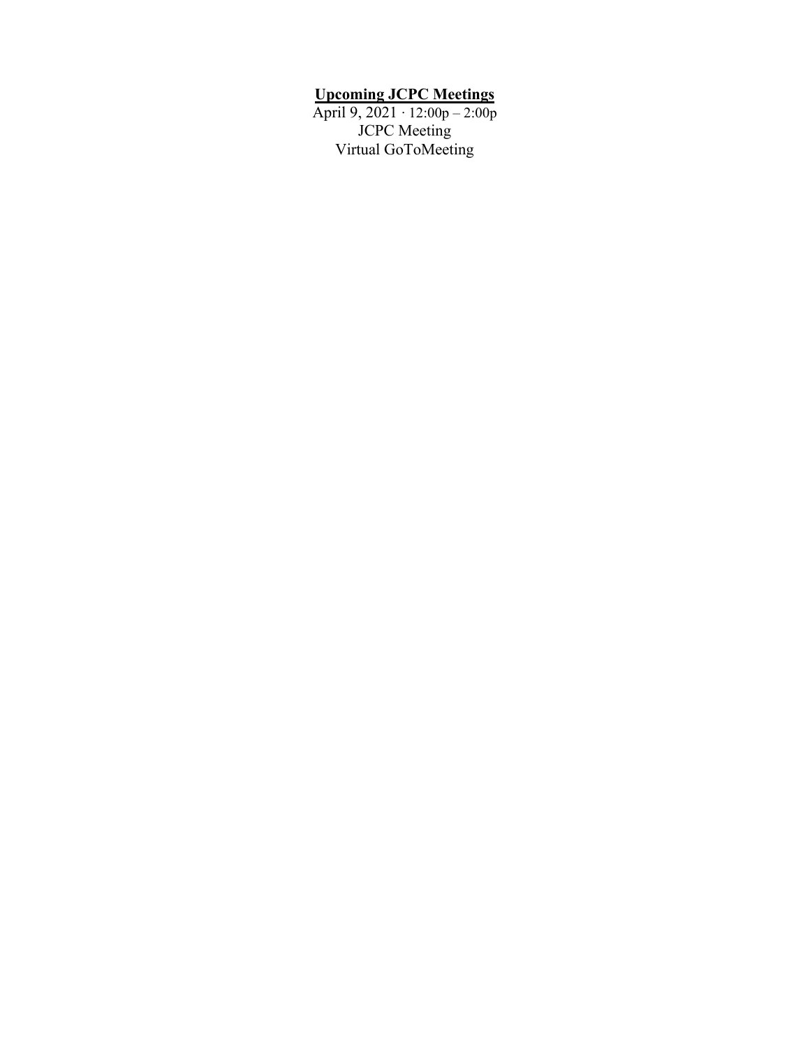**Upcoming JCPC Meetings**

April 9, 2021 · 12:00p – 2:00p
JCPC Meeting
Virtual GoToMeeting